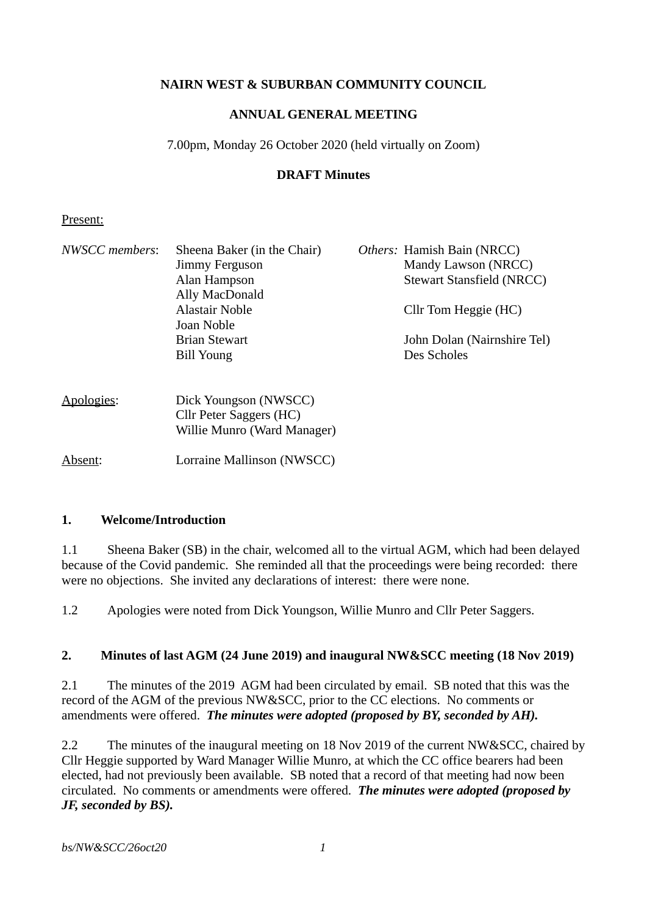**NAIRN WEST & SUBURBAN COMMUNITY COUNCIL**

**ANNUAL GENERAL MEETING**

7.00pm, Monday 26 October 2020 (held virtually on Zoom)

**DRAFT Minutes**

Present:

| *NWSCC members*: | *Others:* |
|---|---|
| Sheena Baker (in the Chair) | Hamish Bain (NRCC) |
| Jimmy Ferguson | Mandy Lawson (NRCC) |
| Alan Hampson | Stewart Stansfield (NRCC) |
| Ally MacDonald | |
| Alastair Noble | Cllr Tom Heggie (HC) |
| Joan Noble | |
| Brian Stewart | John Dolan (Nairnshire Tel) |
| Bill Young | Des Scholes |

Apologies: Dick Youngson (NWSCC)
Cllr Peter Saggers (HC)
Willie Munro (Ward Manager)

Absent: Lorraine Mallinson (NWSCC)

## 1. Welcome/Introduction

1.1 Sheena Baker (SB) in the chair, welcomed all to the virtual AGM, which had been delayed because of the Covid pandemic. She reminded all that the proceedings were being recorded: there were no objections. She invited any declarations of interest: there were none.

1.2 Apologies were noted from Dick Youngson, Willie Munro and Cllr Peter Saggers.

## 2. Minutes of last AGM (24 June 2019) and inaugural NW&SCC meeting (18 Nov 2019)

2.1 The minutes of the 2019 AGM had been circulated by email. SB noted that this was the record of the AGM of the previous NW&SCC, prior to the CC elections. No comments or amendments were offered. ***The minutes were adopted (proposed by BY, seconded by AH).***

2.2 The minutes of the inaugural meeting on 18 Nov 2019 of the current NW&SCC, chaired by Cllr Heggie supported by Ward Manager Willie Munro, at which the CC office bearers had been elected, had not previously been available. SB noted that a record of that meeting had now been circulated. No comments or amendments were offered. ***The minutes were adopted (proposed by JF, seconded by BS).***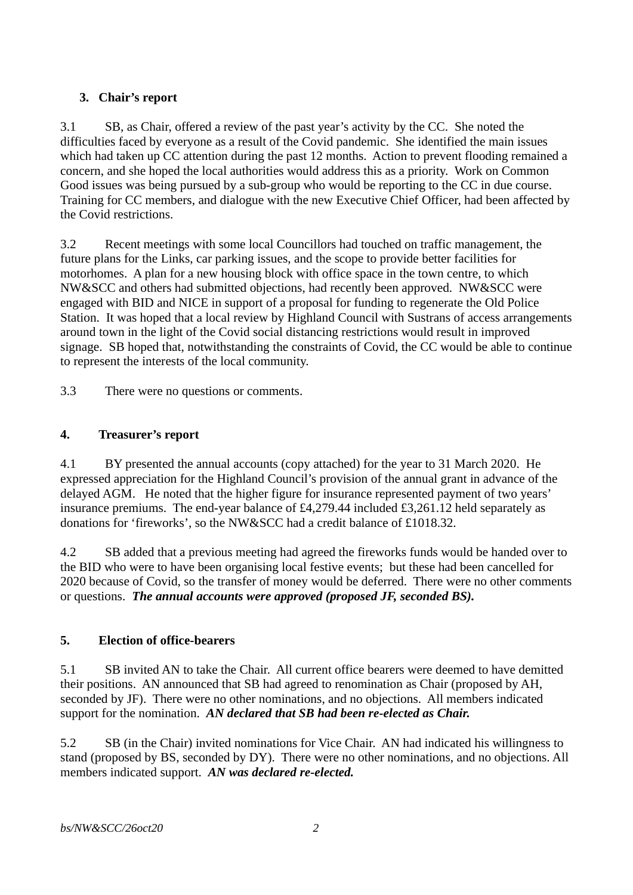### 3. Chair's report

3.1 SB, as Chair, offered a review of the past year's activity by the CC. She noted the difficulties faced by everyone as a result of the Covid pandemic. She identified the main issues which had taken up CC attention during the past 12 months. Action to prevent flooding remained a concern, and she hoped the local authorities would address this as a priority. Work on Common Good issues was being pursued by a sub-group who would be reporting to the CC in due course. Training for CC members, and dialogue with the new Executive Chief Officer, had been affected by the Covid restrictions.

3.2 Recent meetings with some local Councillors had touched on traffic management, the future plans for the Links, car parking issues, and the scope to provide better facilities for motorhomes. A plan for a new housing block with office space in the town centre, to which NW&SCC and others had submitted objections, had recently been approved. NW&SCC were engaged with BID and NICE in support of a proposal for funding to regenerate the Old Police Station. It was hoped that a local review by Highland Council with Sustrans of access arrangements around town in the light of the Covid social distancing restrictions would result in improved signage. SB hoped that, notwithstanding the constraints of Covid, the CC would be able to continue to represent the interests of the local community.

3.3 There were no questions or comments.

### 4. Treasurer's report

4.1 BY presented the annual accounts (copy attached) for the year to 31 March 2020. He expressed appreciation for the Highland Council's provision of the annual grant in advance of the delayed AGM. He noted that the higher figure for insurance represented payment of two years' insurance premiums. The end-year balance of £4,279.44 included £3,261.12 held separately as donations for 'fireworks', so the NW&SCC had a credit balance of £1018.32.

4.2 SB added that a previous meeting had agreed the fireworks funds would be handed over to the BID who were to have been organising local festive events; but these had been cancelled for 2020 because of Covid, so the transfer of money would be deferred. There were no other comments or questions. ***The annual accounts were approved (proposed JF, seconded BS).***

### 5. Election of office-bearers

5.1 SB invited AN to take the Chair. All current office bearers were deemed to have demitted their positions. AN announced that SB had agreed to renomination as Chair (proposed by AH, seconded by JF). There were no other nominations, and no objections. All members indicated support for the nomination. ***AN declared that SB had been re-elected as Chair.***

5.2 SB (in the Chair) invited nominations for Vice Chair. AN had indicated his willingness to stand (proposed by BS, seconded by DY). There were no other nominations, and no objections. All members indicated support. ***AN was declared re-elected.***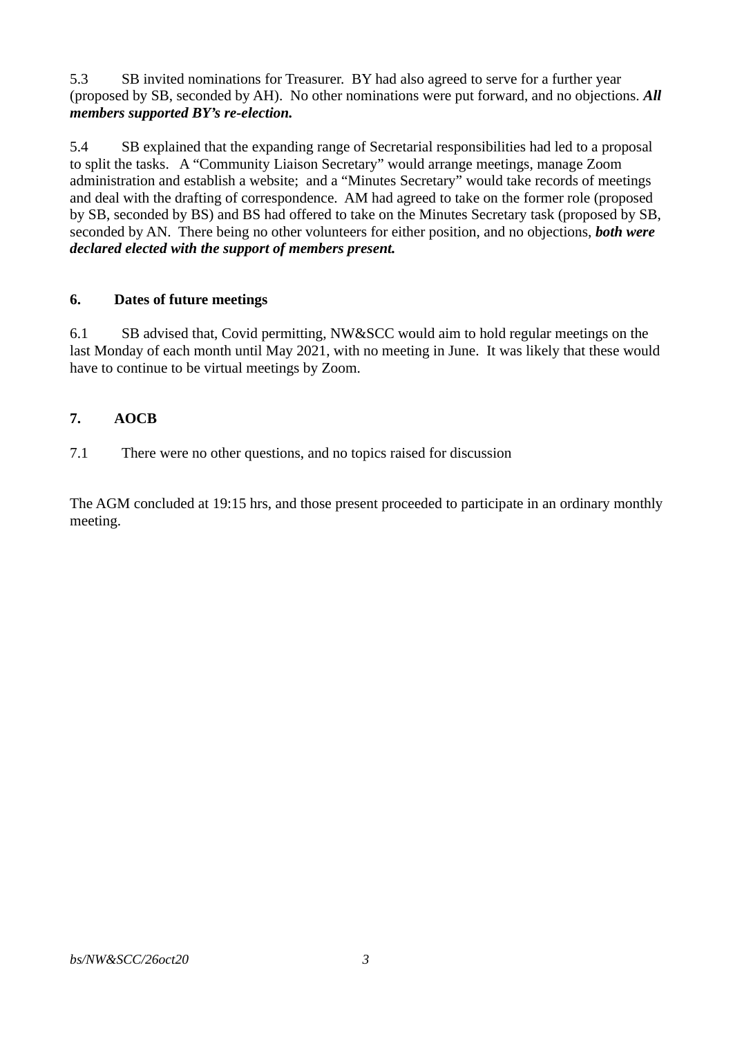5.3 SB invited nominations for Treasurer. BY had also agreed to serve for a further year (proposed by SB, seconded by AH). No other nominations were put forward, and no objections. ***All members supported BY's re-election.***

5.4 SB explained that the expanding range of Secretarial responsibilities had led to a proposal to split the tasks. A "Community Liaison Secretary" would arrange meetings, manage Zoom administration and establish a website; and a "Minutes Secretary" would take records of meetings and deal with the drafting of correspondence. AM had agreed to take on the former role (proposed by SB, seconded by BS) and BS had offered to take on the Minutes Secretary task (proposed by SB, seconded by AN. There being no other volunteers for either position, and no objections, ***both were declared elected with the support of members present.***

## 6. Dates of future meetings

6.1 SB advised that, Covid permitting, NW&SCC would aim to hold regular meetings on the last Monday of each month until May 2021, with no meeting in June. It was likely that these would have to continue to be virtual meetings by Zoom.

## 7. AOCB

7.1 There were no other questions, and no topics raised for discussion

The AGM concluded at 19:15 hrs, and those present proceeded to participate in an ordinary monthly meeting.